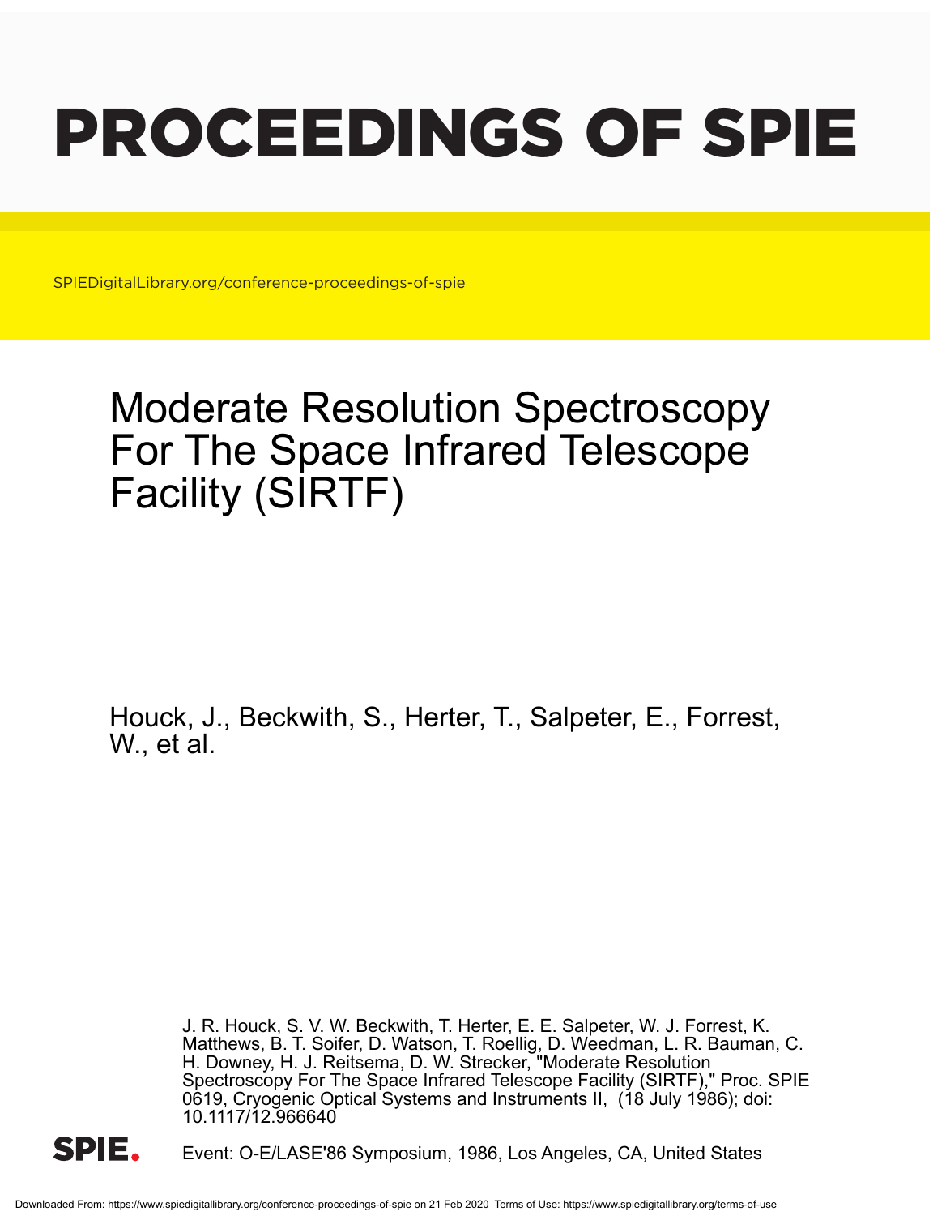# PROCEEDINGS OF SPIE

SPIEDigitalLibrary.org/conference-proceedings-of-spie

## Moderate Resolution Spectroscopy For The Space Infrared Telescope Facility (SIRTF)

Houck, J., Beckwith, S., Herter, T., Salpeter, E., Forrest, W., et al.

J. R. Houck, S. V. W. Beckwith, T. Herter, E. E. Salpeter, W. J. Forrest, K. Matthews, B. T. Soifer, D. Watson, T. Roellig, D. Weedman, L. R. Bauman, C. H. Downey, H. J. Reitsema, D. W. Strecker, "Moderate Resolution Spectroscopy For The Space Infrared Telescope Facility (SIRTF)," Proc. SPIE 0619, Cryogenic Optical Systems and Instruments II, (18 July 1986); doi: 10.1117/12.966640

Event: O-E/LASE'86 Symposium, 1986, Los Angeles, CA, United States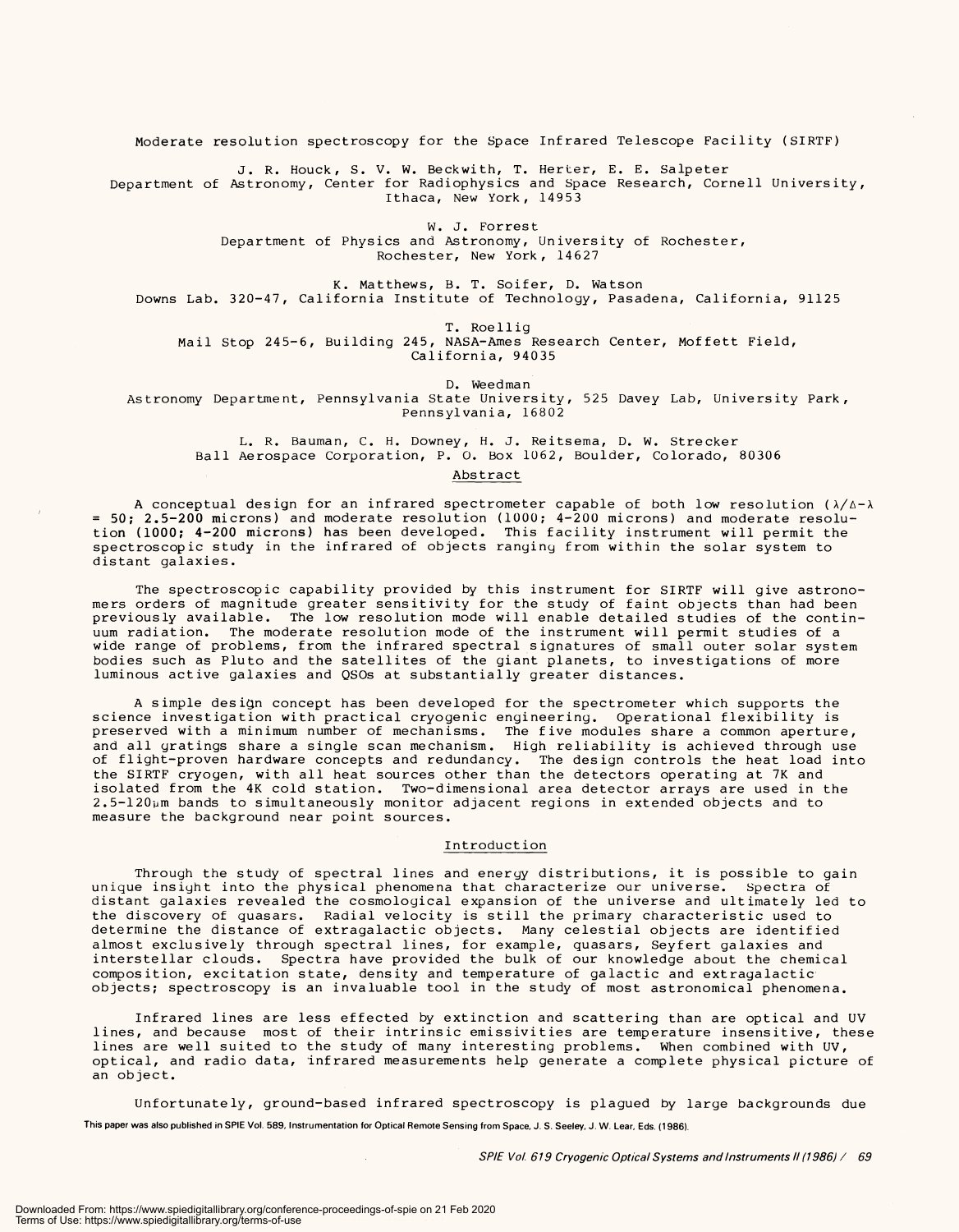Moderate resolution spectroscopy for the Space Infrared Telescope Facility (SIRTF)

J. R. Houck, S. V. W. Beckwith, T. Herter, E. E. Salpeter
Department of Astronomy, Center for Radiophysics and Space Research, Cornell University, Ithaca, New York, 14953

W. J. Forrest
Department of Physics and Astronomy, University of Rochester, Rochester, New York, 14627

K. Matthews, B. T. Soifer, D. Watson
Downs Lab. 320-47, California Institute of Technology, Pasadena, California, 91125

T. Roellig
Mail Stop 245-6, Building 245, NASA-Ames Research Center, Moffett Field, California, 94035

D. Weedman
Astronomy Department, Pennsylvania State University, 525 Davey Lab, University Park, Pennsylvania, 16802

L. R. Bauman, C. H. Downey, H. J. Reitsema, D. W. Strecker
Ball Aerospace Corporation, P. O. Box 1062, Boulder, Colorado, 80306

## Abstract

A conceptual design for an infrared spectrometer capable of both low resolution ($\lambda/\Delta$-$\lambda$ = 50; 2.5-200 microns) and moderate resolution (1000; 4-200 microns) and moderate resolution (1000; 4-200 microns) has been developed. This facility instrument will permit the spectroscopic study in the infrared of objects ranging from within the solar system to distant galaxies.

The spectroscopic capability provided by this instrument for SIRTF will give astronomers orders of magnitude greater sensitivity for the study of faint objects than had been previously available. The low resolution mode will enable detailed studies of the continuum radiation. The moderate resolution mode of the instrument will permit studies of a wide range of problems, from the infrared spectral signatures of small outer solar system bodies such as Pluto and the satellites of the giant planets, to investigations of more luminous active galaxies and QSOs at substantially greater distances.

A simple design concept has been developed for the spectrometer which supports the science investigation with practical cryogenic engineering. Operational flexibility is preserved with a minimum number of mechanisms. The five modules share a common aperture, and all gratings share a single scan mechanism. High reliability is achieved through use of flight-proven hardware concepts and redundancy. The design controls the heat load into the SIRTF cryogen, with all heat sources other than the detectors operating at 7K and isolated from the 4K cold station. Two-dimensional area detector arrays are used in the 2.5-120μm bands to simultaneously monitor adjacent regions in extended objects and to measure the background near point sources.

## Introduction

Through the study of spectral lines and energy distributions, it is possible to gain unique insight into the physical phenomena that characterize our universe. Spectra of distant galaxies revealed the cosmological expansion of the universe and ultimately led to the discovery of quasars. Radial velocity is still the primary characteristic used to determine the distance of extragalactic objects. Many celestial objects are identified almost exclusively through spectral lines, for example, quasars, Seyfert galaxies and interstellar clouds. Spectra have provided the bulk of our knowledge about the chemical composition, excitation state, density and temperature of galactic and extragalactic objects; spectroscopy is an invaluable tool in the study of most astronomical phenomena.

Infrared lines are less effected by extinction and scattering than are optical and UV lines, and because most of their intrinsic emissivities are temperature insensitive, these lines are well suited to the study of many interesting problems. When combined with UV, optical, and radio data, infrared measurements help generate a complete physical picture of an object.

Unfortunately, ground-based infrared spectroscopy is plagued by large backgrounds due

This paper was also published in SPIE Vol. 589, Instrumentation for Optical Remote Sensing from Space, J. S. Seeley, J. W. Lear, Eds. (1986).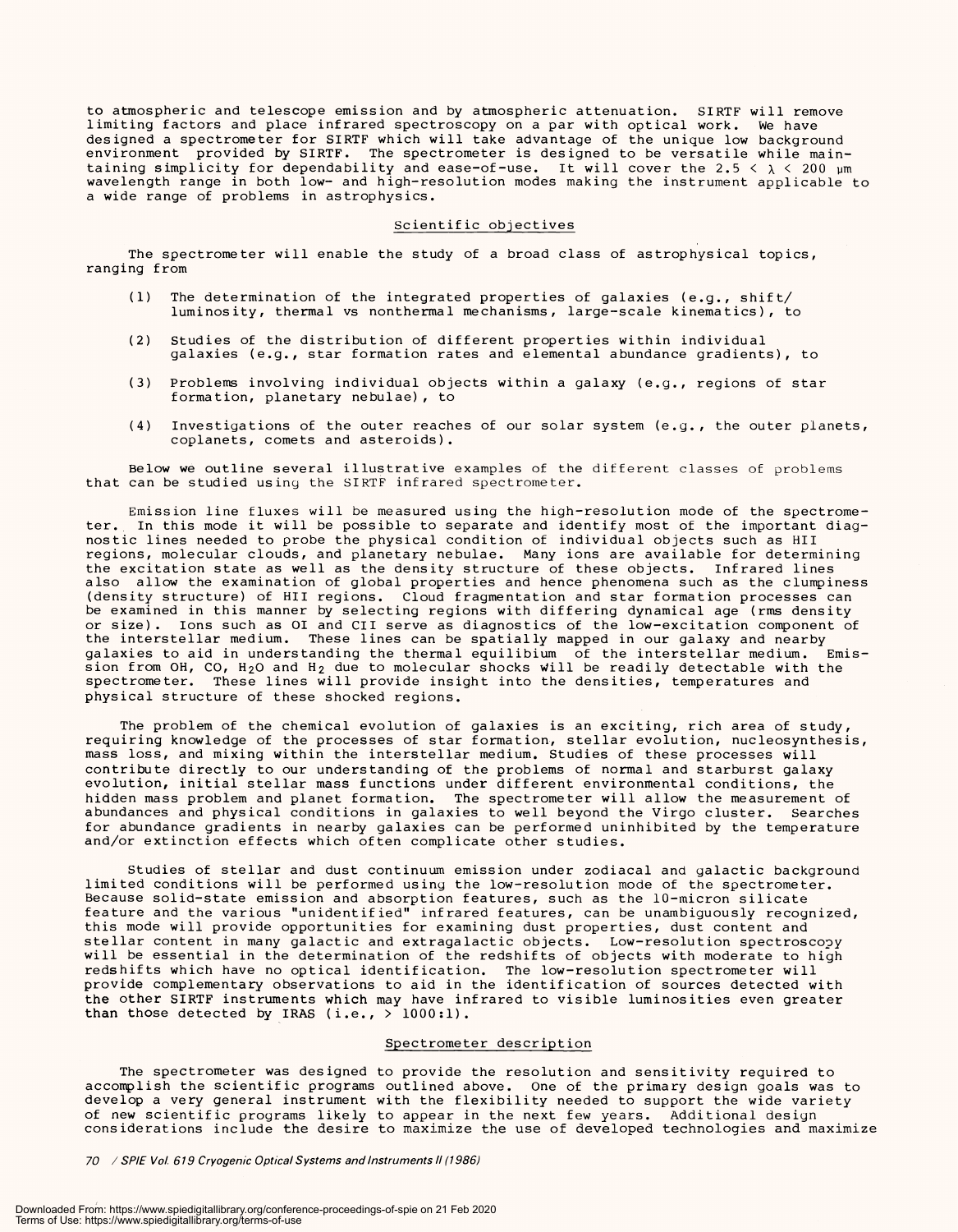to atmospheric and telescope emission and by atmospheric attenuation. SIRTF will remove limiting factors and place infrared spectroscopy on a par with optical work. We have designed a spectrometer for SIRTF which will take advantage of the unique low background environment provided by SIRTF. The spectrometer is designed to be versatile while maintaining simplicity for dependability and ease-of-use. It will cover the $2.5 < \lambda < 200$ μm wavelength range in both low- and high-resolution modes making the instrument applicable to a wide range of problems in astrophysics.

## Scientific objectives

The spectrometer will enable the study of a broad class of astrophysical topics, ranging from

(1) The determination of the integrated properties of galaxies (e.g., shift/luminosity, thermal vs nonthermal mechanisms, large-scale kinematics), to

(2) Studies of the distribution of different properties within individual galaxies (e.g., star formation rates and elemental abundance gradients), to

(3) Problems involving individual objects within a galaxy (e.g., regions of star formation, planetary nebulae), to

(4) Investigations of the outer reaches of our solar system (e.g., the outer planets, coplanets, comets and asteroids).

Below we outline several illustrative examples of the different classes of problems that can be studied using the SIRTF infrared spectrometer.

Emission line fluxes will be measured using the high-resolution mode of the spectrometer. In this mode it will be possible to separate and identify most of the important diagnostic lines needed to probe the physical condition of individual objects such as HII regions, molecular clouds, and planetary nebulae. Many ions are available for determining the excitation state as well as the density structure of these objects. Infrared lines also allow the examination of global properties and hence phenomena such as the clumpiness (density structure) of HII regions. Cloud fragmentation and star formation processes can be examined in this manner by selecting regions with differing dynamical age (rms density or size). Ions such as OI and CII serve as diagnostics of the low-excitation component of the interstellar medium. These lines can be spatially mapped in our galaxy and nearby galaxies to aid in understanding the thermal equilibium of the interstellar medium. Emission from OH, CO, $H_2O$ and $H_2$ due to molecular shocks will be readily detectable with the spectrometer. These lines will provide insight into the densities, temperatures and physical structure of these shocked regions.

The problem of the chemical evolution of galaxies is an exciting, rich area of study, requiring knowledge of the processes of star formation, stellar evolution, nucleosynthesis, mass loss, and mixing within the interstellar medium. Studies of these processes will contribute directly to our understanding of the problems of normal and starburst galaxy evolution, initial stellar mass functions under different environmental conditions, the hidden mass problem and planet formation. The spectrometer will allow the measurement of abundances and physical conditions in galaxies to well beyond the Virgo cluster. Searches for abundance gradients in nearby galaxies can be performed uninhibited by the temperature and/or extinction effects which often complicate other studies.

Studies of stellar and dust continuum emission under zodiacal and galactic background limited conditions will be performed using the low-resolution mode of the spectrometer. Because solid-state emission and absorption features, such as the 10-micron silicate feature and the various "unidentified" infrared features, can be unambiguously recognized, this mode will provide opportunities for examining dust properties, dust content and stellar content in many galactic and extragalactic objects. Low-resolution spectroscopy will be essential in the determination of the redshifts of objects with moderate to high redshifts which have no optical identification. The low-resolution spectrometer will provide complementary observations to aid in the identification of sources detected with the other SIRTF instruments which may have infrared to visible luminosities even greater than those detected by IRAS (i.e., > 1000:1).

## Spectrometer description

The spectrometer was designed to provide the resolution and sensitivity required to accomplish the scientific programs outlined above. One of the primary design goals was to develop a very general instrument with the flexibility needed to support the wide variety of new scientific programs likely to appear in the next few years. Additional design considerations include the desire to maximize the use of developed technologies and maximize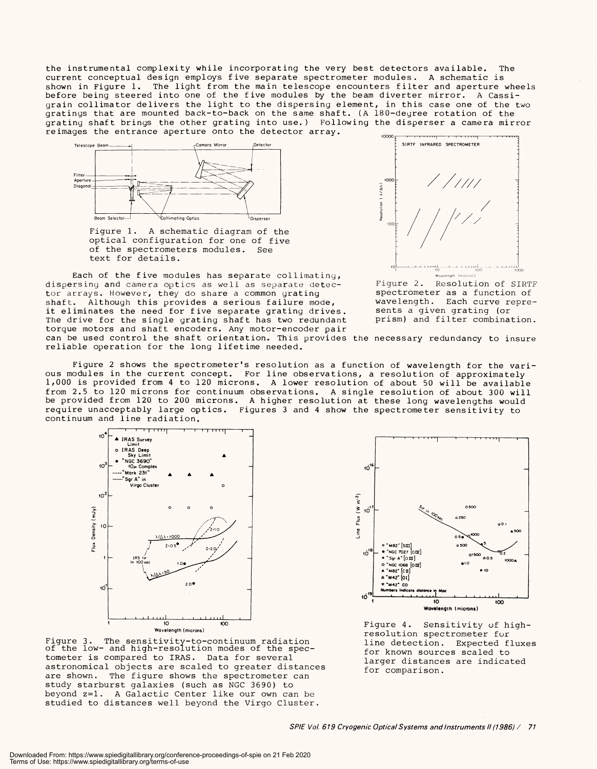the instrumental complexity while incorporating the very best detectors available. The current conceptual design employs five separate spectrometer modules. A schematic is shown in Figure 1. The light from the main telescope encounters filter and aperture wheels before being steered into one of the five modules by the beam diverter mirror. A Cassigrain collimator delivers the light to the dispersing element, in this case one of the two gratings that are mounted back-to-back on the same shaft. (A 180-degree rotation of the grating shaft brings the other grating into use.) Following the disperser a camera mirror reimages the entrance aperture onto the detector array.

Figure 1. A schematic diagram of the optical configuration for one of five of the spectrometers modules. See text for details.

Figure 2. Resolution of SIRTF spectrometer as a function of wavelength. Each curve represents a given grating (or prism) and filter combination.

Each of the five modules has separate collimating, dispersing and camera optics as well as separate detector arrays. However, they do share a common grating shaft. Although this provides a serious failure mode, it eliminates the need for five separate grating drives. The drive for the single grating shaft has two redundant torque motors and shaft encoders. Any motor-encoder pair can be used control the shaft orientation. This provides the necessary redundancy to insure reliable operation for the long lifetime needed.

Figure 2 shows the spectrometer's resolution as a function of wavelength for the various modules in the current concept. For line observations, a resolution of approximately 1,000 is provided from 4 to 120 microns. A lower resolution of about 50 will be available from 2.5 to 120 microns for continuum observations. A single resolution of about 300 will be provided from 120 to 200 microns. A higher resolution at these long wavelengths would require unacceptably large optics. Figures 3 and 4 show the spectrometer sensitivity to continuum and line radiation.

Figure 3. The sensitivity-to-continuum radiation of the low- and high-resolution modes of the spectometer is compared to IRAS. Data for several astronomical objects are scaled to greater distances are shown. The figure shows the spectrometer can study starburst galaxies (such as NGC 3690) to beyond z=1. A Galactic Center like our own can be studied to distances well beyond the Virgo Cluster.

Figure 4. Sensitivity of high-resolution spectrometer for line detection. Expected fluxes for known sources scaled to larger distances are indicated for comparison.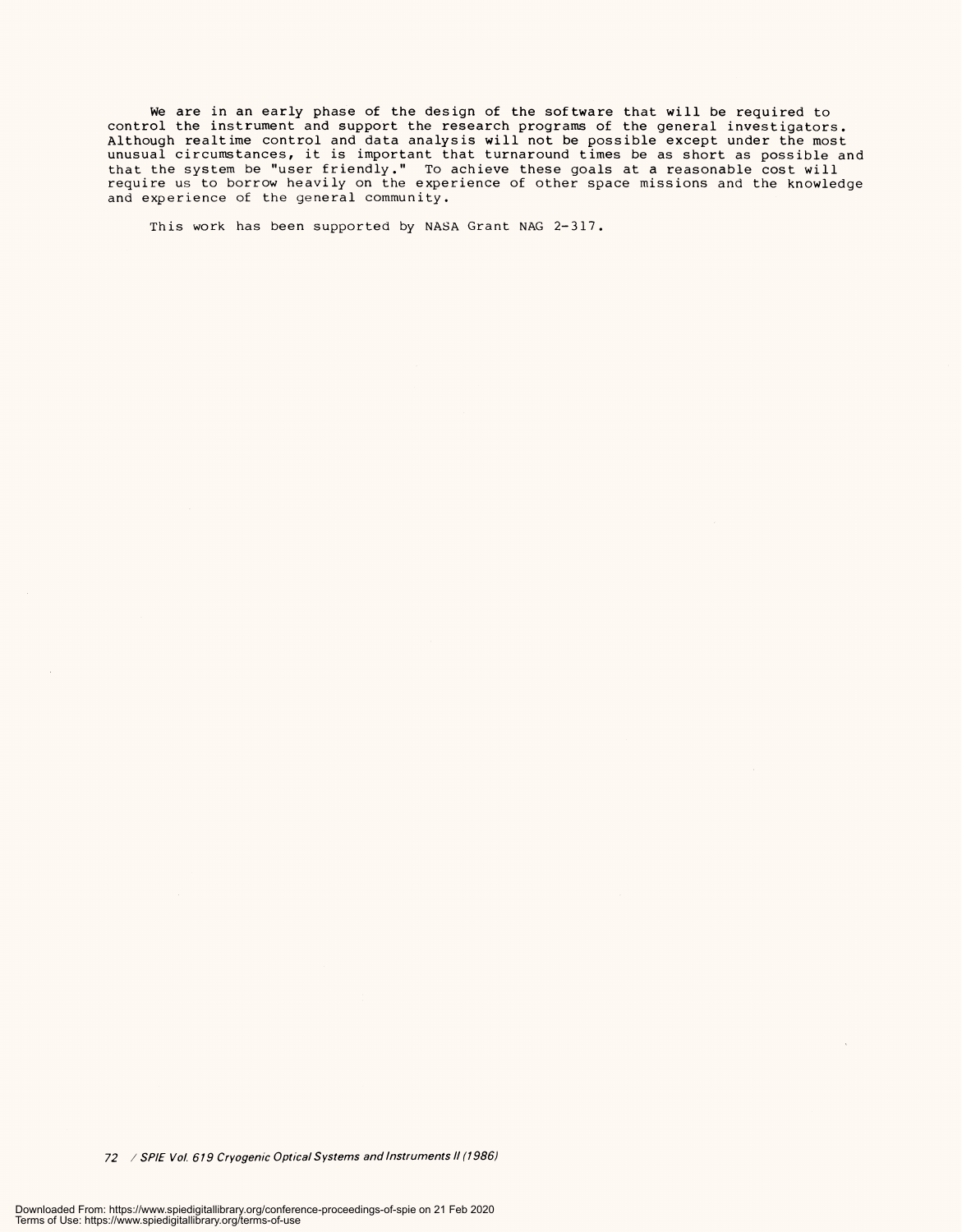We are in an early phase of the design of the software that will be required to control the instrument and support the research programs of the general investigators. Although realtime control and data analysis will not be possible except under the most unusual circumstances, it is important that turnaround times be as short as possible and that the system be "user friendly." To achieve these goals at a reasonable cost will require us to borrow heavily on the experience of other space missions and the knowledge and experience of the general community.

This work has been supported by NASA Grant NAG 2-317.